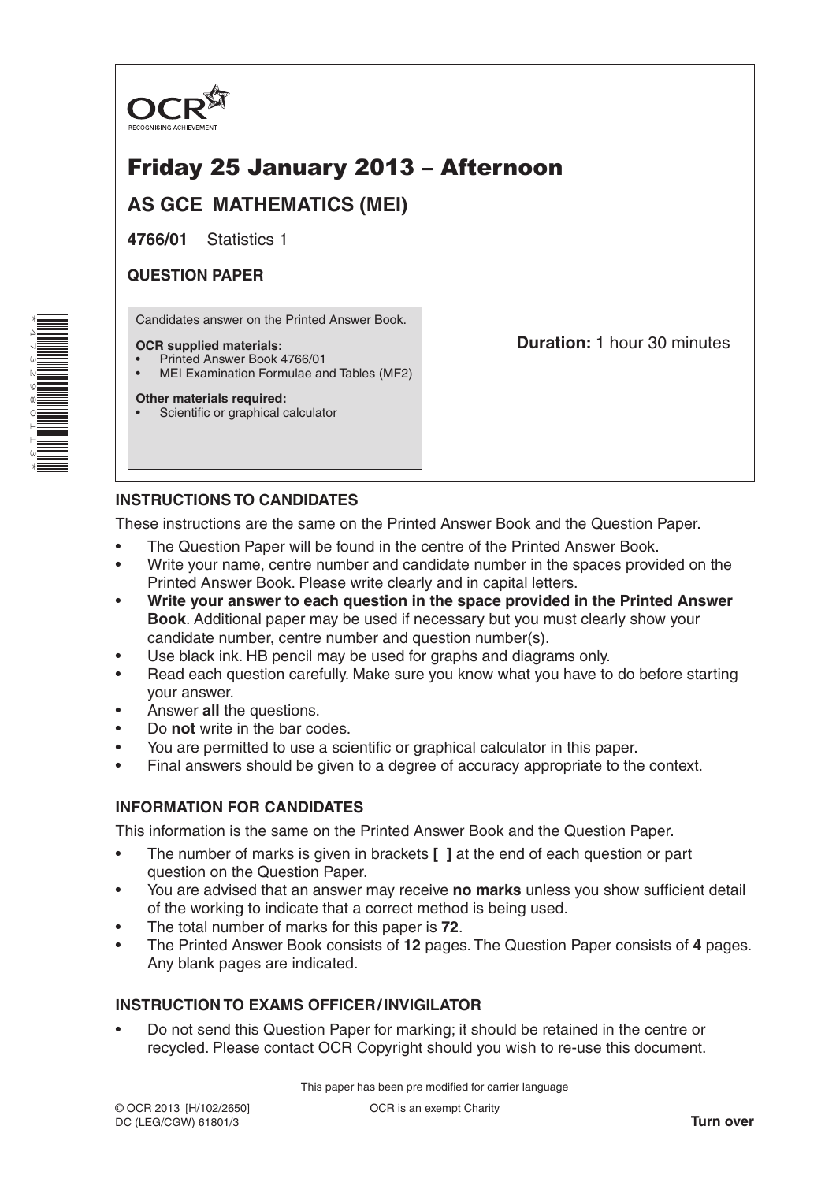OCR
RECOGNISING ACHIEVEMENT

# Friday 25 January 2013 – Afternoon

## AS GCE MATHEMATICS (MEI)

**4766/01** Statistics 1

**QUESTION PAPER**

Candidates answer on the Printed Answer Book.

**OCR supplied materials:**
- Printed Answer Book 4766/01
- MEI Examination Formulae and Tables (MF2)

**Other materials required:**
- Scientific or graphical calculator

**Duration:** 1 hour 30 minutes

### INSTRUCTIONS TO CANDIDATES

These instructions are the same on the Printed Answer Book and the Question Paper.

- The Question Paper will be found in the centre of the Printed Answer Book.
- Write your name, centre number and candidate number in the spaces provided on the Printed Answer Book. Please write clearly and in capital letters.
- **Write your answer to each question in the space provided in the Printed Answer Book**. Additional paper may be used if necessary but you must clearly show your candidate number, centre number and question number(s).
- Use black ink. HB pencil may be used for graphs and diagrams only.
- Read each question carefully. Make sure you know what you have to do before starting your answer.
- Answer **all** the questions.
- Do **not** write in the bar codes.
- You are permitted to use a scientific or graphical calculator in this paper.
- Final answers should be given to a degree of accuracy appropriate to the context.

### INFORMATION FOR CANDIDATES

This information is the same on the Printed Answer Book and the Question Paper.

- The number of marks is given in brackets **[ ]** at the end of each question or part question on the Question Paper.
- You are advised that an answer may receive **no marks** unless you show sufficient detail of the working to indicate that a correct method is being used.
- The total number of marks for this paper is **72**.
- The Printed Answer Book consists of **12** pages. The Question Paper consists of **4** pages. Any blank pages are indicated.

### INSTRUCTION TO EXAMS OFFICER / INVIGILATOR

- Do not send this Question Paper for marking; it should be retained in the centre or recycled. Please contact OCR Copyright should you wish to re-use this document.

This paper has been pre modified for carrier language

© OCR 2013 [H/102/2650]
DC (LEG/CGW) 61801/3

OCR is an exempt Charity

**Turn over**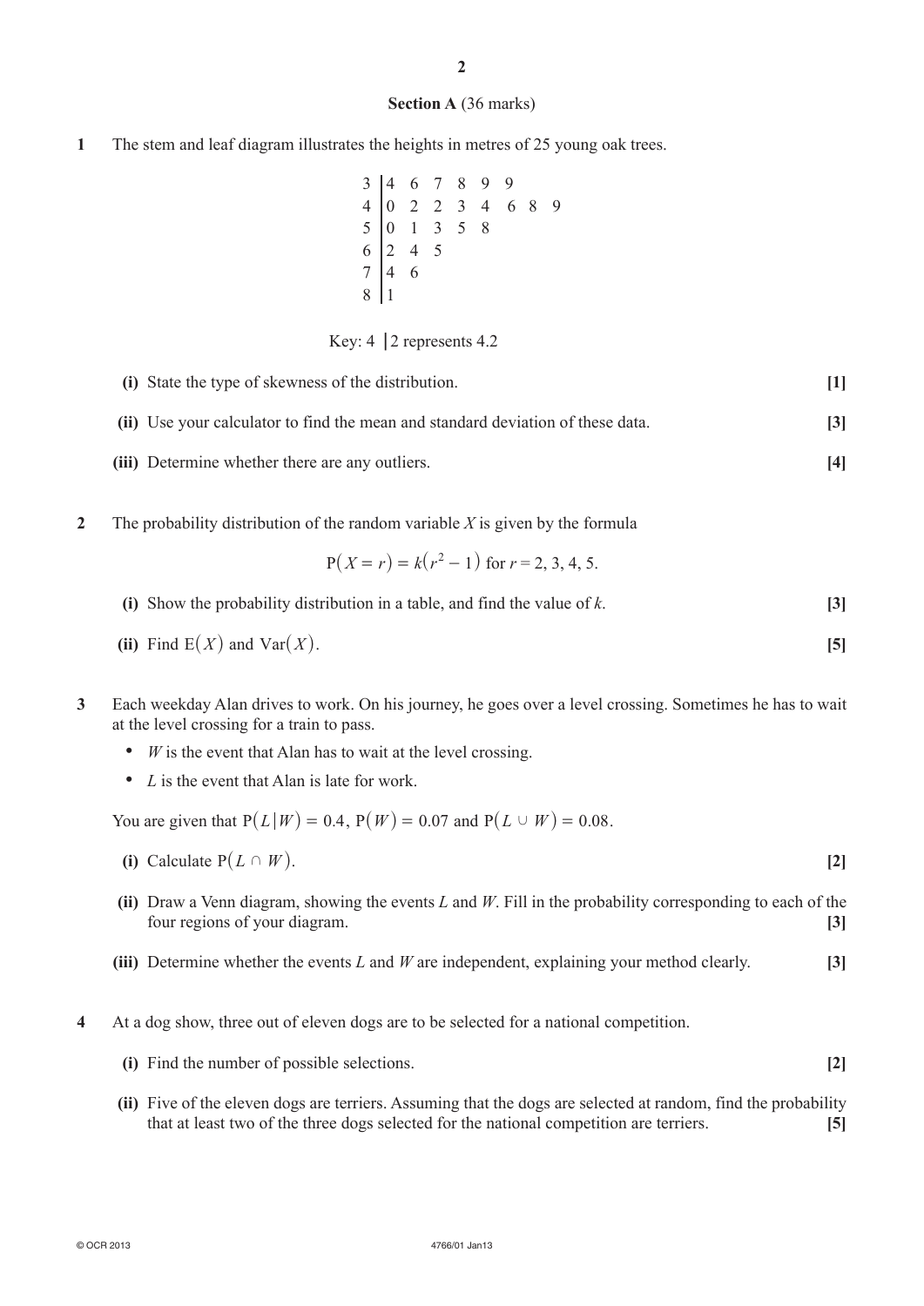**Section A** (36 marks)

**1** The stem and leaf diagram illustrates the heights in metres of 25 young oak trees.

```
3 | 4  6  7  8  9  9
4 | 0  2  2  3  4  6  8  9
5 | 0  1  3  5  8
6 | 2  4  5
7 | 4  6
8 | 1
```

Key: 4 | 2 represents 4.2

**(i)** State the type of skewness of the distribution. **[1]**

**(ii)** Use your calculator to find the mean and standard deviation of these data. **[3]**

**(iii)** Determine whether there are any outliers. **[4]**

**2** The probability distribution of the random variable $X$ is given by the formula

$$P(X = r) = k(r^2 - 1) \text{ for } r = 2, 3, 4, 5.$$

**(i)** Show the probability distribution in a table, and find the value of $k$. **[3]**

**(ii)** Find $E(X)$ and $Var(X)$. **[5]**

**3** Each weekday Alan drives to work. On his journey, he goes over a level crossing. Sometimes he has to wait at the level crossing for a train to pass.

- $W$ is the event that Alan has to wait at the level crossing.
- $L$ is the event that Alan is late for work.

You are given that $P(L|W) = 0.4$, $P(W) = 0.07$ and $P(L \cup W) = 0.08$.

**(i)** Calculate $P(L \cap W)$. **[2]**

**(ii)** Draw a Venn diagram, showing the events $L$ and $W$. Fill in the probability corresponding to each of the four regions of your diagram. **[3]**

**(iii)** Determine whether the events $L$ and $W$ are independent, explaining your method clearly. **[3]**

**4** At a dog show, three out of eleven dogs are to be selected for a national competition.

**(i)** Find the number of possible selections. **[2]**

**(ii)** Five of the eleven dogs are terriers. Assuming that the dogs are selected at random, find the probability that at least two of the three dogs selected for the national competition are terriers. **[5]**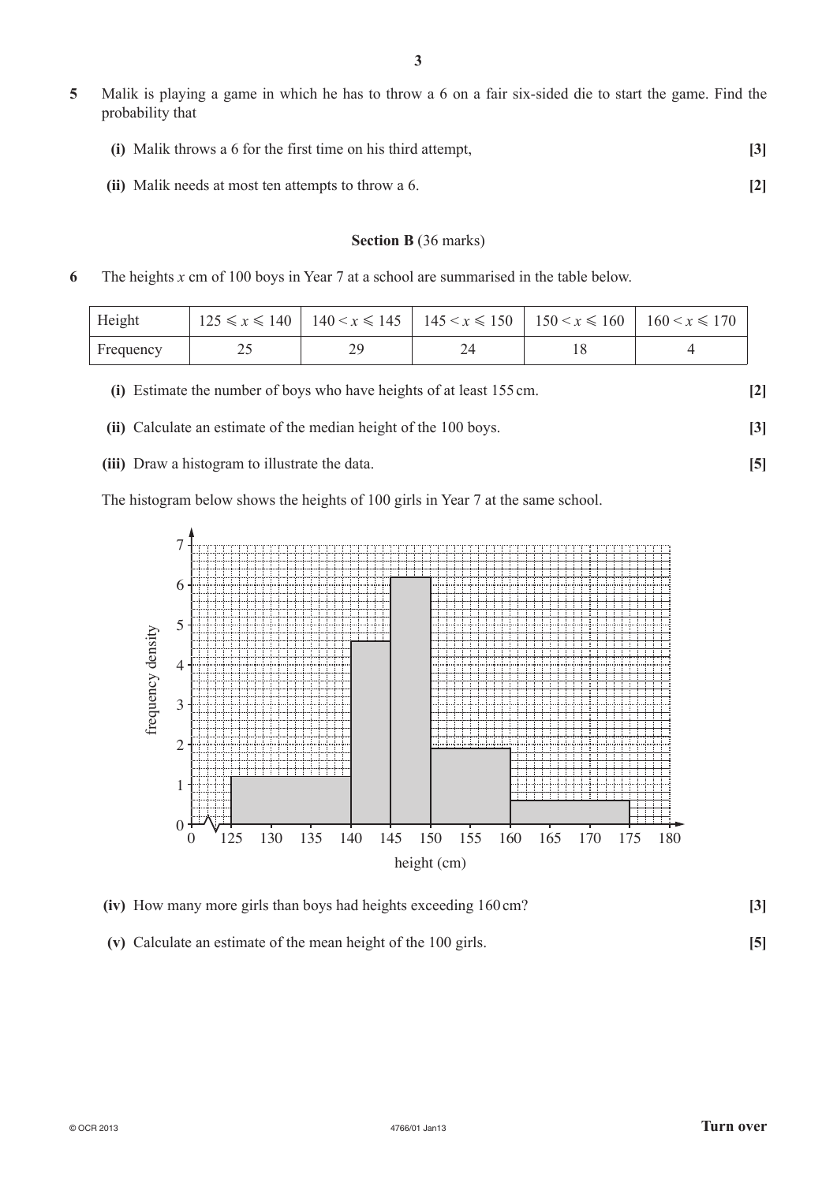**5** Malik is playing a game in which he has to throw a 6 on a fair six-sided die to start the game. Find the probability that

**(i)** Malik throws a 6 for the first time on his third attempt, **[3]**

**(ii)** Malik needs at most ten attempts to throw a 6. **[2]**

**Section B** (36 marks)

**6** The heights $x$ cm of 100 boys in Year 7 at a school are summarised in the table below.

| Height | $125 \leqslant x \leqslant 140$ | $140 < x \leqslant 145$ | $145 < x \leqslant 150$ | $150 < x \leqslant 160$ | $160 < x \leqslant 170$ |
|---|---|---|---|---|---|
| Frequency | 25 | 29 | 24 | 18 | 4 |

**(i)** Estimate the number of boys who have heights of at least 155 cm. **[2]**

**(ii)** Calculate an estimate of the median height of the 100 boys. **[3]**

**(iii)** Draw a histogram to illustrate the data. **[5]**

The histogram below shows the heights of 100 girls in Year 7 at the same school.

| height (cm) | $125 \leqslant x \leqslant 140$ | $140 < x \leqslant 145$ | $145 < x \leqslant 150$ | $150 < x \leqslant 160$ | $160 < x \leqslant 175$ |
|---|---|---|---|---|---|
| frequency density | 1.2 | 4.6 | 6.2 | 1.9 | 0.6 |

**(iv)** How many more girls than boys had heights exceeding 160 cm? **[3]**

**(v)** Calculate an estimate of the mean height of the 100 girls. **[5]**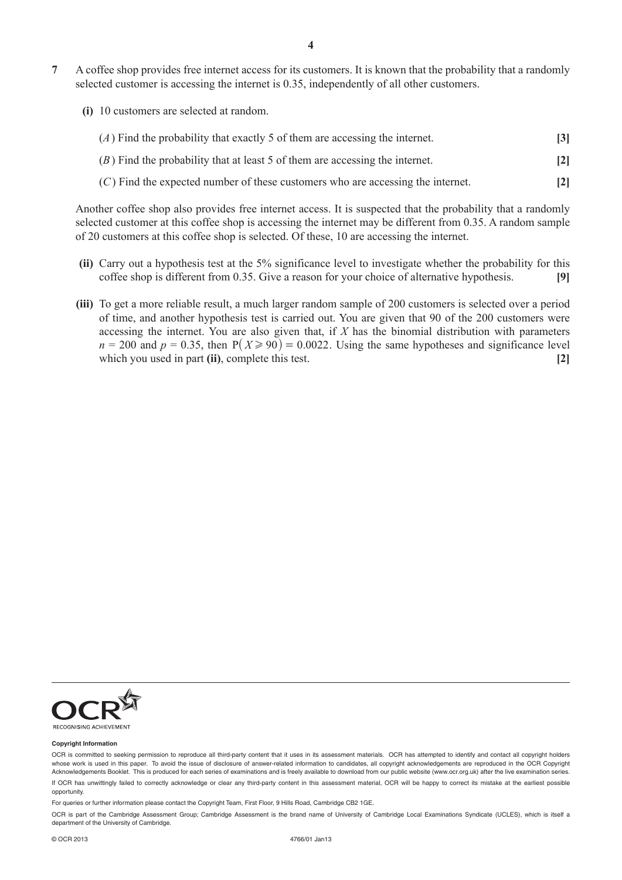**7** A coffee shop provides free internet access for its customers. It is known that the probability that a randomly selected customer is accessing the internet is 0.35, independently of all other customers.

**(i)** 10 customers are selected at random.

($A$) Find the probability that exactly 5 of them are accessing the internet. **[3]**

($B$) Find the probability that at least 5 of them are accessing the internet. **[2]**

($C$) Find the expected number of these customers who are accessing the internet. **[2]**

Another coffee shop also provides free internet access. It is suspected that the probability that a randomly selected customer at this coffee shop is accessing the internet may be different from 0.35. A random sample of 20 customers at this coffee shop is selected. Of these, 10 are accessing the internet.

**(ii)** Carry out a hypothesis test at the 5% significance level to investigate whether the probability for this coffee shop is different from 0.35. Give a reason for your choice of alternative hypothesis. **[9]**

**(iii)** To get a more reliable result, a much larger random sample of 200 customers is selected over a period of time, and another hypothesis test is carried out. You are given that 90 of the 200 customers were accessing the internet. You are also given that, if $X$ has the binomial distribution with parameters $n = 200$ and $p = 0.35$, then $P(X \geqslant 90) = 0.0022$. Using the same hypotheses and significance level which you used in part **(ii)**, complete this test. **[2]**

**Copyright Information**

OCR is committed to seeking permission to reproduce all third-party content that it uses in its assessment materials. OCR has attempted to identify and contact all copyright holders whose work is used in this paper. To avoid the issue of disclosure of answer-related information to candidates, all copyright acknowledgements are reproduced in the OCR Copyright Acknowledgements Booklet. This is produced for each series of examinations and is freely available to download from our public website (www.ocr.org.uk) after the live examination series.

If OCR has unwittingly failed to correctly acknowledge or clear any third-party content in this assessment material, OCR will be happy to correct its mistake at the earliest possible opportunity.

For queries or further information please contact the Copyright Team, First Floor, 9 Hills Road, Cambridge CB2 1GE.

OCR is part of the Cambridge Assessment Group; Cambridge Assessment is the brand name of University of Cambridge Local Examinations Syndicate (UCLES), which is itself a department of the University of Cambridge.

© OCR 2013 4766/01 Jan13